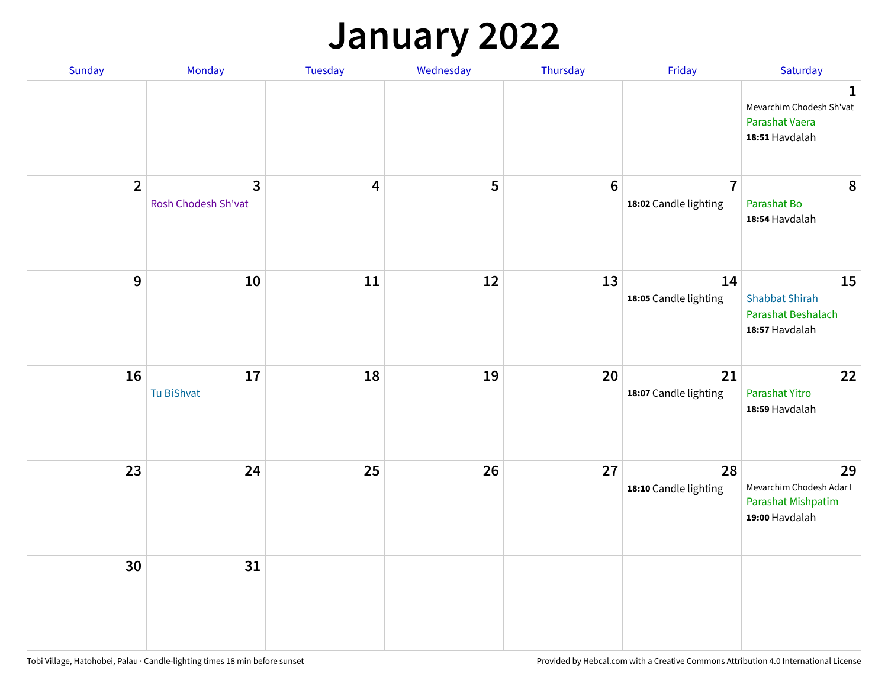# January 2022

| Sunday | Monday | Tuesday | Wednesday | Thursday | Friday | Saturday |
|---|---|---|---|---|---|---|
| | | | | | | **1** Mevarchim Chodesh Sh'vat Parashat Vaera **18:51** Havdalah |
| **2** | **3** Rosh Chodesh Sh'vat | **4** | **5** | **6** | **7** **18:02** Candle lighting | **8** Parashat Bo **18:54** Havdalah |
| **9** | **10** | **11** | **12** | **13** | **14** **18:05** Candle lighting | **15** Shabbat Shirah Parashat Beshalach **18:57** Havdalah |
| **16** | **17** Tu BiShvat | **18** | **19** | **20** | **21** **18:07** Candle lighting | **22** Parashat Yitro **18:59** Havdalah |
| **23** | **24** | **25** | **26** | **27** | **28** **18:10** Candle lighting | **29** Mevarchim Chodesh Adar I Parashat Mishpatim **19:00** Havdalah |
| **30** | **31** | | | | | |

Tobi Village, Hatohobei, Palau · Candle-lighting times 18 min before sunset

Provided by Hebcal.com with a Creative Commons Attribution 4.0 International License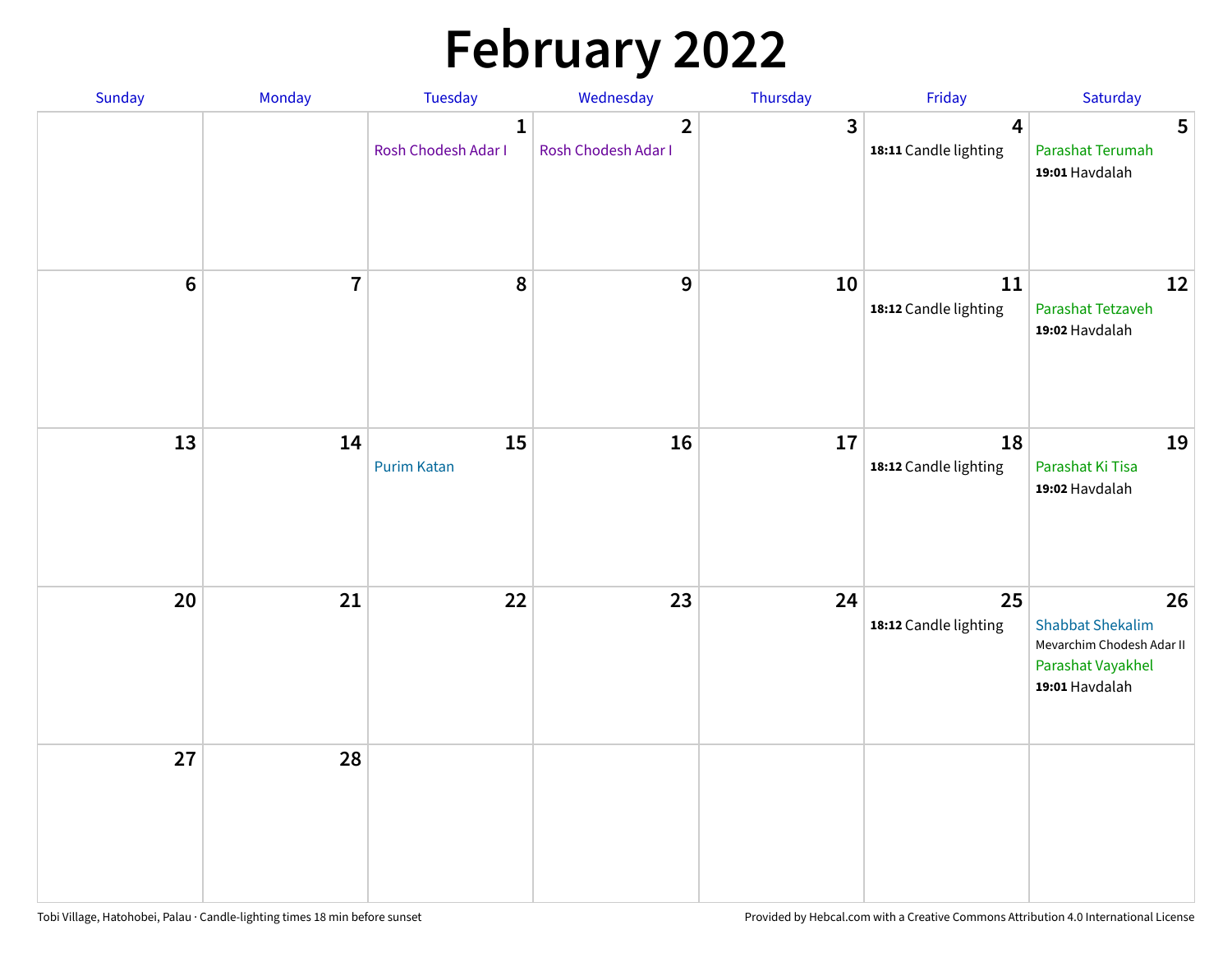# February 2022

| Sunday | Monday | Tuesday | Wednesday | Thursday | Friday | Saturday |
|---|---|---|---|---|---|---|
| | | 1<br>Rosh Chodesh Adar I | 2<br>Rosh Chodesh Adar I | 3 | 4<br>**18:11** Candle lighting | 5<br>Parashat Terumah<br>**19:01** Havdalah |
| 6 | 7 | 8 | 9 | 10 | 11<br>**18:12** Candle lighting | 12<br>Parashat Tetzaveh<br>**19:02** Havdalah |
| 13 | 14 | 15<br>Purim Katan | 16 | 17 | 18<br>**18:12** Candle lighting | 19<br>Parashat Ki Tisa<br>**19:02** Havdalah |
| 20 | 21 | 22 | 23 | 24 | 25<br>**18:12** Candle lighting | 26<br>Shabbat Shekalim<br>Mevarchim Chodesh Adar II<br>Parashat Vayakhel<br>**19:01** Havdalah |
| 27 | 28 | | | | | |

Tobi Village, Hatohobei, Palau · Candle-lighting times 18 min before sunset

Provided by Hebcal.com with a Creative Commons Attribution 4.0 International License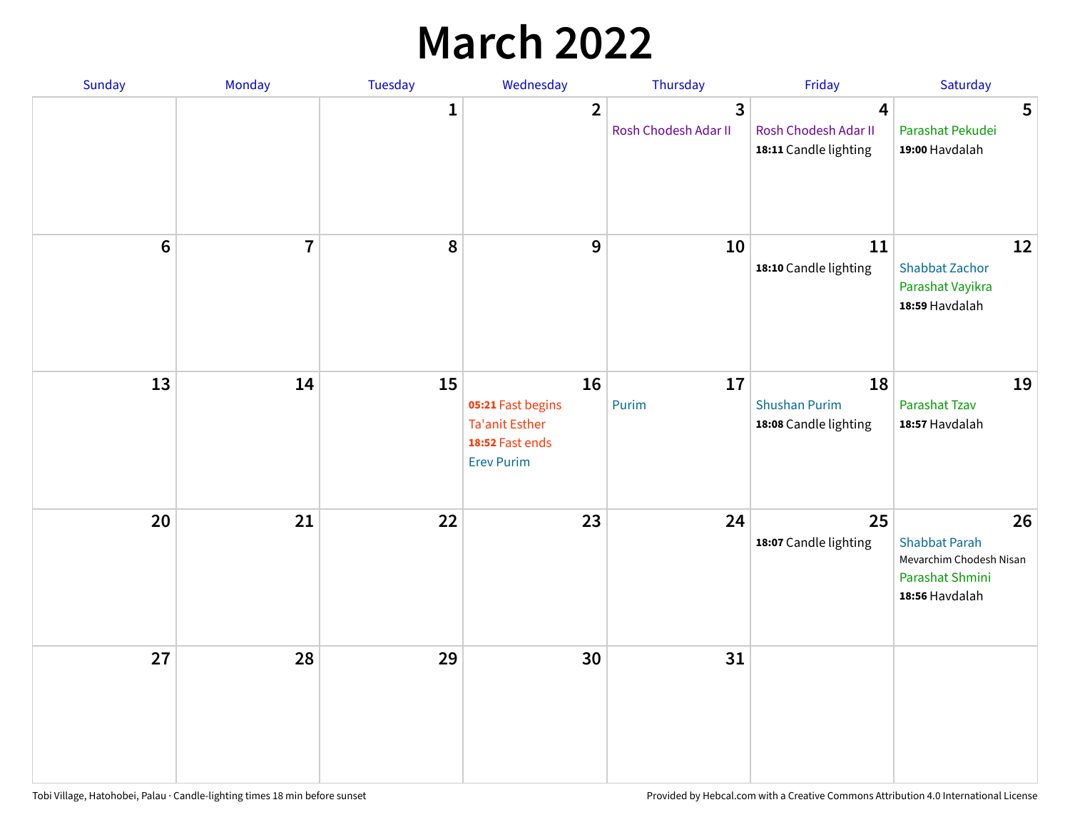# March 2022

| Sunday | Monday | Tuesday | Wednesday | Thursday | Friday | Saturday |
| --- | --- | --- | --- | --- | --- | --- |
| | | 1 | 2 | 3<br>Rosh Chodesh Adar II | 4<br>Rosh Chodesh Adar II<br>**18:11** Candle lighting | 5<br>Parashat Pekudei<br>**19:00** Havdalah |
| 6 | 7 | 8 | 9 | 10 | 11<br>**18:10** Candle lighting | 12<br>Shabbat Zachor<br>Parashat Vayikra<br>**18:59** Havdalah |
| 13 | 14 | 15 | 16<br>**05:21** Fast begins<br>Ta'anit Esther<br>**18:52** Fast ends<br>Erev Purim | 17<br>Purim | 18<br>Shushan Purim<br>**18:08** Candle lighting | 19<br>Parashat Tzav<br>**18:57** Havdalah |
| 20 | 21 | 22 | 23 | 24 | 25<br>**18:07** Candle lighting | 26<br>Shabbat Parah<br>Mevarchim Chodesh Nisan<br>Parashat Shmini<br>**18:56** Havdalah |
| 27 | 28 | 29 | 30 | 31 | | |

Tobi Village, Hatohobei, Palau · Candle-lighting times 18 min before sunset

Provided by Hebcal.com with a Creative Commons Attribution 4.0 International License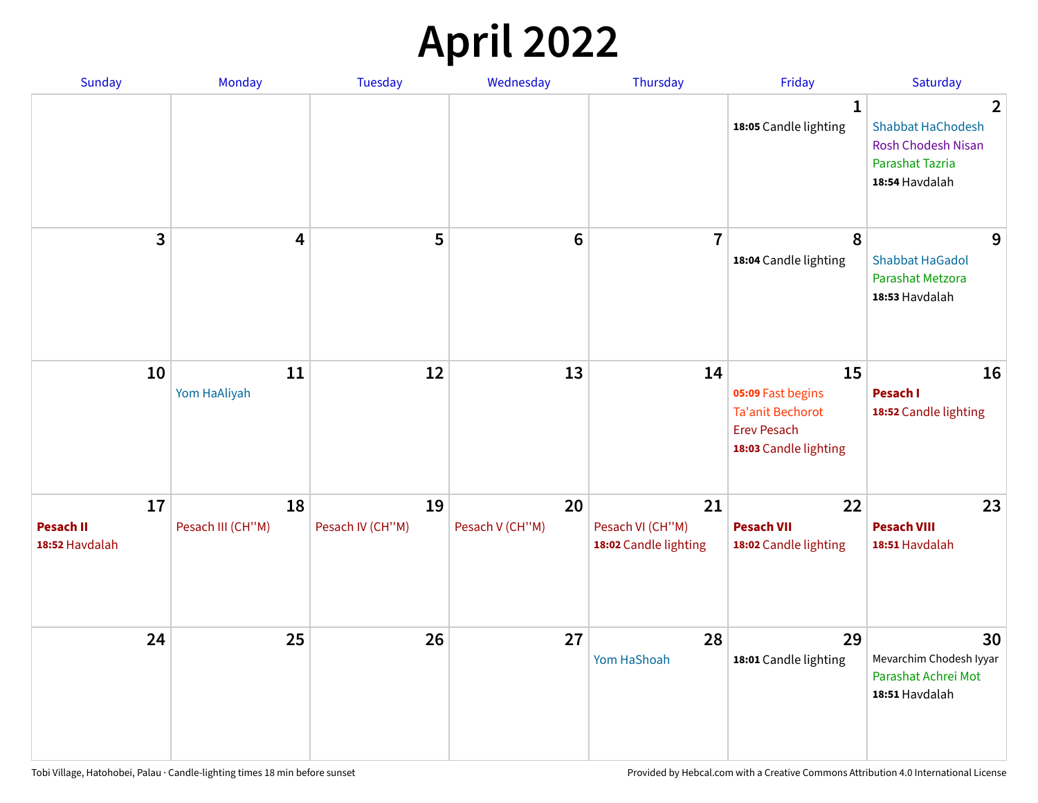# April 2022

| Sunday | Monday | Tuesday | Wednesday | Thursday | Friday | Saturday |
|---|---|---|---|---|---|---|
| | | | | | **1**<br>**18:05** Candle lighting | **2**<br>Shabbat HaChodesh<br>Rosh Chodesh Nisan<br>Parashat Tazria<br>**18:54** Havdalah |
| **3** | **4** | **5** | **6** | **7** | **8**<br>**18:04** Candle lighting | **9**<br>Shabbat HaGadol<br>Parashat Metzora<br>**18:53** Havdalah |
| **10** | **11**<br>Yom HaAliyah | **12** | **13** | **14** | **15**<br>**05:09** Fast begins<br>Ta'anit Bechorot<br>Erev Pesach<br>**18:03** Candle lighting | **16**<br>**Pesach I**<br>**18:52** Candle lighting |
| **17**<br>**Pesach II**<br>**18:52** Havdalah | **18**<br>Pesach III (CH''M) | **19**<br>Pesach IV (CH''M) | **20**<br>Pesach V (CH''M) | **21**<br>Pesach VI (CH''M)<br>**18:02** Candle lighting | **22**<br>**Pesach VII**<br>**18:02** Candle lighting | **23**<br>**Pesach VIII**<br>**18:51** Havdalah |
| **24** | **25** | **26** | **27** | **28**<br>Yom HaShoah | **29**<br>**18:01** Candle lighting | **30**<br>Mevarchim Chodesh Iyyar<br>Parashat Achrei Mot<br>**18:51** Havdalah |

Tobi Village, Hatohobei, Palau · Candle-lighting times 18 min before sunset

Provided by Hebcal.com with a Creative Commons Attribution 4.0 International License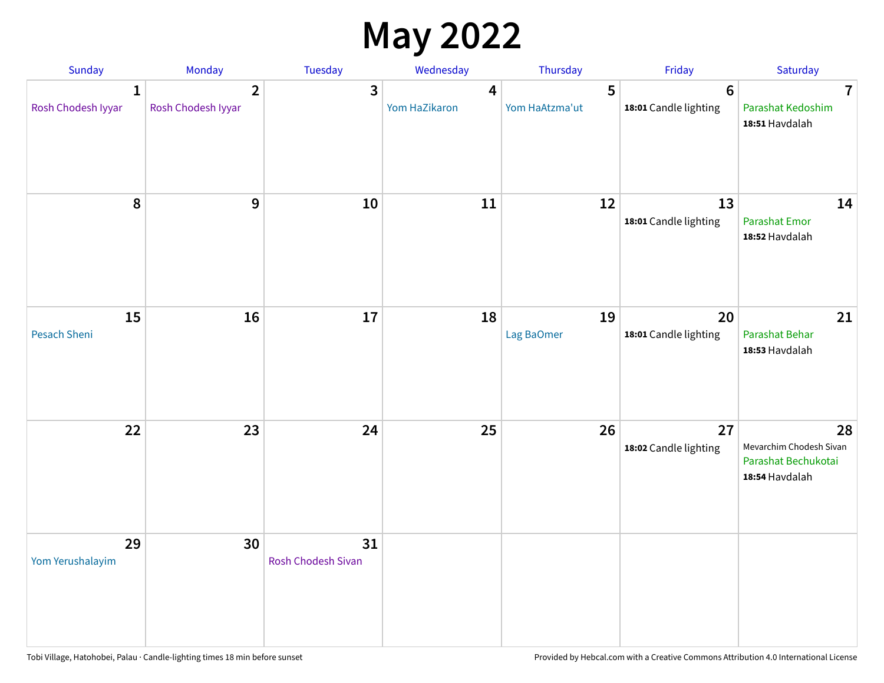# May 2022

| Sunday | Monday | Tuesday | Wednesday | Thursday | Friday | Saturday |
|---|---|---|---|---|---|---|
| **1** Rosh Chodesh Iyyar | **2** Rosh Chodesh Iyyar | **3** | **4** Yom HaZikaron | **5** Yom HaAtzma'ut | **6** **18:01** Candle lighting | **7** Parashat Kedoshim **18:51** Havdalah |
| **8** | **9** | **10** | **11** | **12** | **13** **18:01** Candle lighting | **14** Parashat Emor **18:52** Havdalah |
| **15** Pesach Sheni | **16** | **17** | **18** | **19** Lag BaOmer | **20** **18:01** Candle lighting | **21** Parashat Behar **18:53** Havdalah |
| **22** | **23** | **24** | **25** | **26** | **27** **18:02** Candle lighting | **28** Mevarchim Chodesh Sivan Parashat Bechukotai **18:54** Havdalah |
| **29** Yom Yerushalayim | **30** | **31** Rosh Chodesh Sivan | | | | |

Tobi Village, Hatohobei, Palau · Candle-lighting times 18 min before sunset

Provided by Hebcal.com with a Creative Commons Attribution 4.0 International License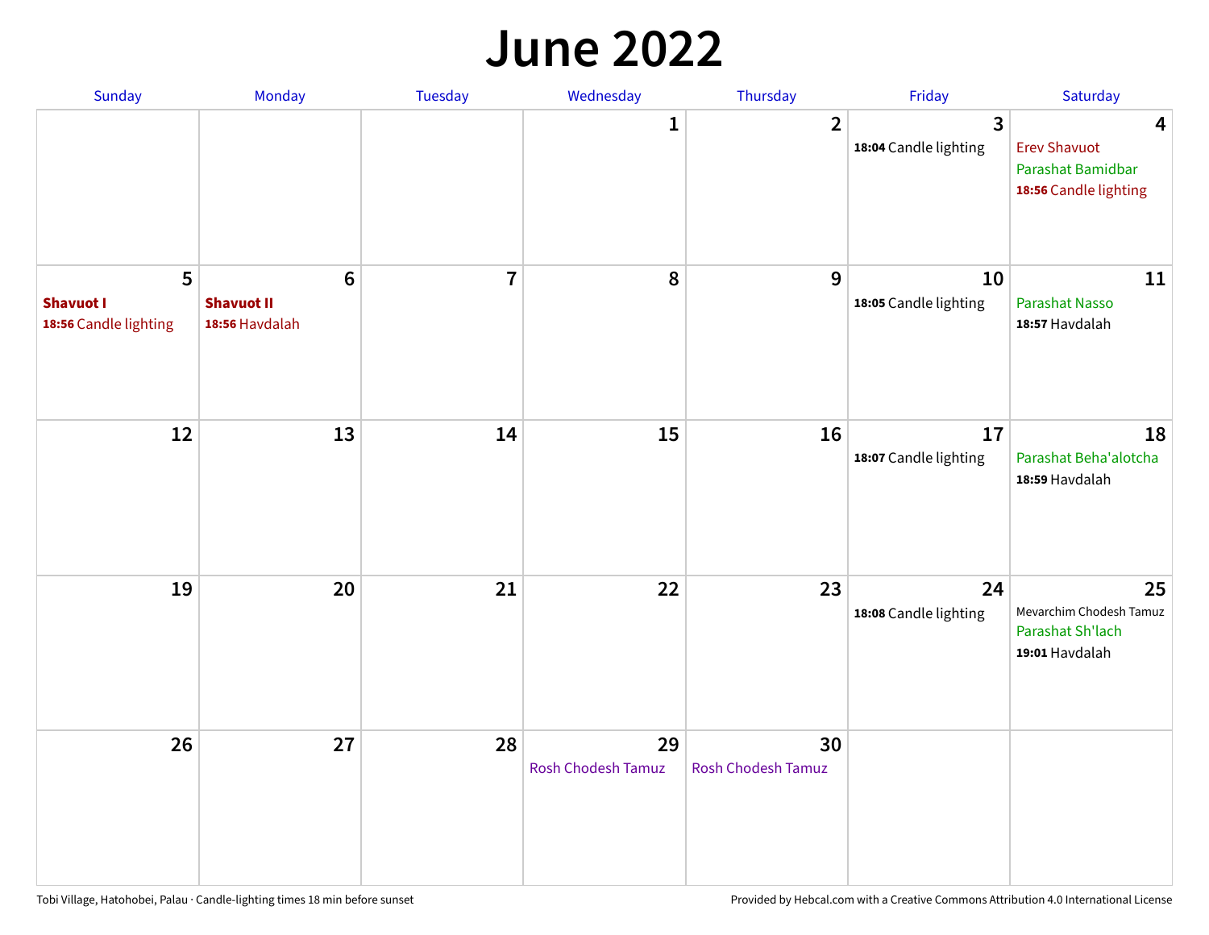# June 2022

| Sunday | Monday | Tuesday | Wednesday | Thursday | Friday | Saturday |
|---|---|---|---|---|---|---|
| | | | 1 | 2 | 3<br>**18:04** Candle lighting | 4<br>Erev Shavuot<br>Parashat Bamidbar<br>**18:56** Candle lighting |
| 5<br>**Shavuot I**<br>**18:56** Candle lighting | 6<br>**Shavuot II**<br>**18:56** Havdalah | 7 | 8 | 9 | 10<br>**18:05** Candle lighting | 11<br>Parashat Nasso<br>**18:57** Havdalah |
| 12 | 13 | 14 | 15 | 16 | 17<br>**18:07** Candle lighting | 18<br>Parashat Beha'alotcha<br>**18:59** Havdalah |
| 19 | 20 | 21 | 22 | 23 | 24<br>**18:08** Candle lighting | 25<br>Mevarchim Chodesh Tamuz<br>Parashat Sh'lach<br>**19:01** Havdalah |
| 26 | 27 | 28 | 29<br>Rosh Chodesh Tamuz | 30<br>Rosh Chodesh Tamuz | | |

Tobi Village, Hatohobei, Palau · Candle-lighting times 18 min before sunset

Provided by Hebcal.com with a Creative Commons Attribution 4.0 International License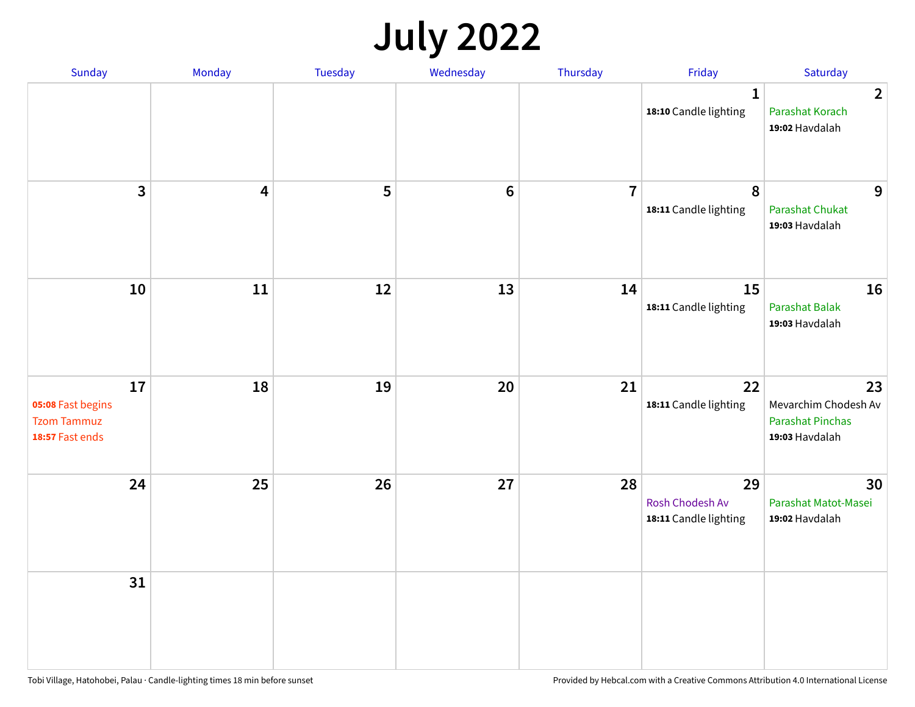# July 2022

| Sunday | Monday | Tuesday | Wednesday | Thursday | Friday | Saturday |
|---|---|---|---|---|---|---|
| | | | | | **1**<br>**18:10** Candle lighting | **2**<br>Parashat Korach<br>**19:02** Havdalah |
| **3** | **4** | **5** | **6** | **7** | **8**<br>**18:11** Candle lighting | **9**<br>Parashat Chukat<br>**19:03** Havdalah |
| **10** | **11** | **12** | **13** | **14** | **15**<br>**18:11** Candle lighting | **16**<br>Parashat Balak<br>**19:03** Havdalah |
| **17**<br>**05:08** Fast begins<br>Tzom Tammuz<br>**18:57** Fast ends | **18** | **19** | **20** | **21** | **22**<br>**18:11** Candle lighting | **23**<br>Mevarchim Chodesh Av<br>Parashat Pinchas<br>**19:03** Havdalah |
| **24** | **25** | **26** | **27** | **28** | **29**<br>Rosh Chodesh Av<br>**18:11** Candle lighting | **30**<br>Parashat Matot-Masei<br>**19:02** Havdalah |
| **31** | | | | | | |

Tobi Village, Hatohobei, Palau · Candle-lighting times 18 min before sunset

Provided by Hebcal.com with a Creative Commons Attribution 4.0 International License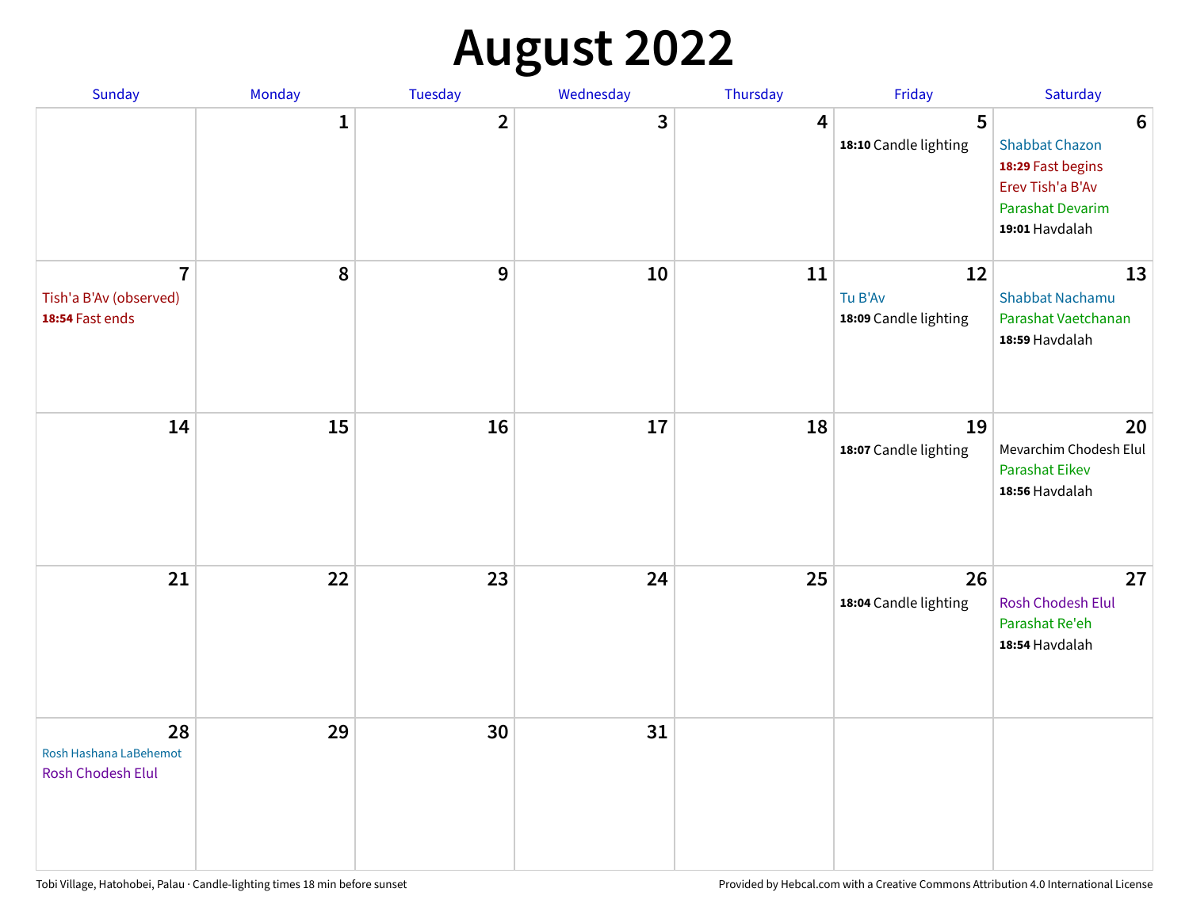# August 2022

| Sunday | Monday | Tuesday | Wednesday | Thursday | Friday | Saturday |
|---|---|---|---|---|---|---|
| | 1 | 2 | 3 | 4 | 5<br>**18:10** Candle lighting | 6<br>Shabbat Chazon<br>**18:29** Fast begins<br>Erev Tish'a B'Av<br>Parashat Devarim<br>**19:01** Havdalah |
| 7<br>Tish'a B'Av (observed)<br>**18:54** Fast ends | 8 | 9 | 10 | 11 | 12<br>Tu B'Av<br>**18:09** Candle lighting | 13<br>Shabbat Nachamu<br>Parashat Vaetchanan<br>**18:59** Havdalah |
| 14 | 15 | 16 | 17 | 18 | 19<br>**18:07** Candle lighting | 20<br>Mevarchim Chodesh Elul<br>Parashat Eikev<br>**18:56** Havdalah |
| 21 | 22 | 23 | 24 | 25 | 26<br>**18:04** Candle lighting | 27<br>Rosh Chodesh Elul<br>Parashat Re'eh<br>**18:54** Havdalah |
| 28<br>Rosh Hashana LaBehemot<br>Rosh Chodesh Elul | 29 | 30 | 31 | | | |

Tobi Village, Hatohobei, Palau · Candle-lighting times 18 min before sunset

Provided by Hebcal.com with a Creative Commons Attribution 4.0 International License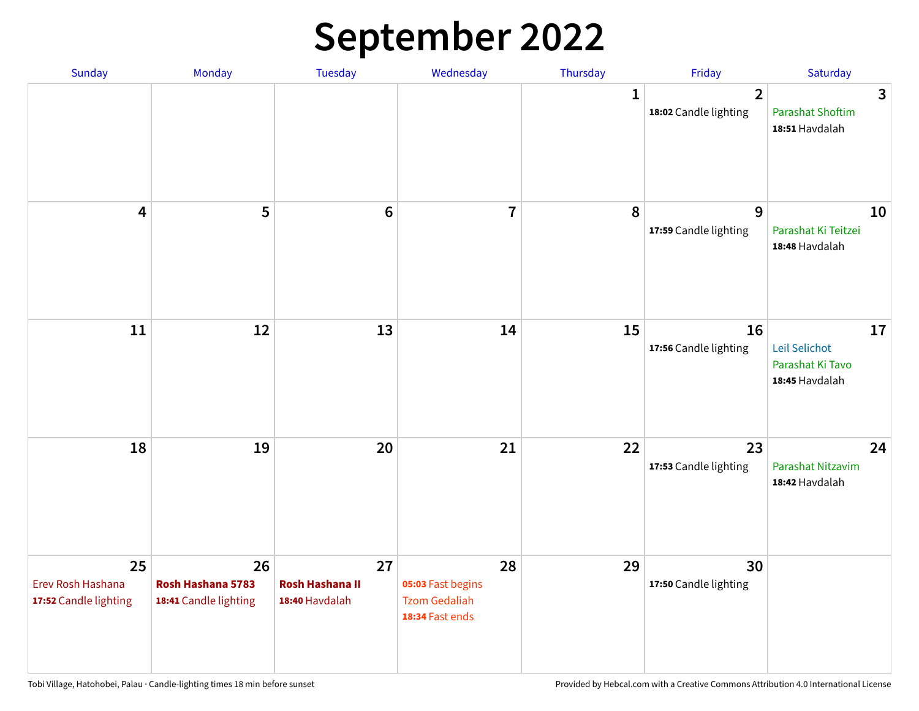# September 2022

| Sunday | Monday | Tuesday | Wednesday | Thursday | Friday | Saturday |
|---|---|---|---|---|---|---|
| | | | | 1 | 2<br>**18:02** Candle lighting | 3<br>Parashat Shoftim<br>**18:51** Havdalah |
| 4 | 5 | 6 | 7 | 8 | 9<br>**17:59** Candle lighting | 10<br>Parashat Ki Teitzei<br>**18:48** Havdalah |
| 11 | 12 | 13 | 14 | 15 | 16<br>**17:56** Candle lighting | 17<br>Leil Selichot<br>Parashat Ki Tavo<br>**18:45** Havdalah |
| 18 | 19 | 20 | 21 | 22 | 23<br>**17:53** Candle lighting | 24<br>Parashat Nitzavim<br>**18:42** Havdalah |
| 25<br>Erev Rosh Hashana<br>**17:52** Candle lighting | 26<br>**Rosh Hashana 5783**<br>**18:41** Candle lighting | 27<br>**Rosh Hashana II**<br>**18:40** Havdalah | 28<br>**05:03** Fast begins<br>Tzom Gedaliah<br>**18:34** Fast ends | 29 | 30<br>**17:50** Candle lighting | |

Tobi Village, Hatohobei, Palau · Candle-lighting times 18 min before sunset

Provided by Hebcal.com with a Creative Commons Attribution 4.0 International License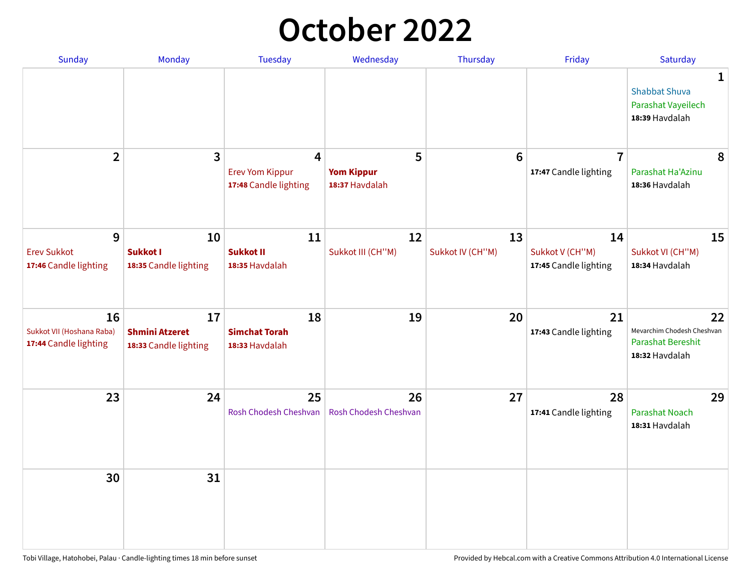# October 2022

| Sunday | Monday | Tuesday | Wednesday | Thursday | Friday | Saturday |
|---|---|---|---|---|---|---|
| | | | | | | **1**<br>Shabbat Shuva<br>Parashat Vayeilech<br>**18:39** Havdalah |
| **2** | **3** | **4**<br>Erev Yom Kippur<br>**17:48** Candle lighting | **5**<br>**Yom Kippur**<br>**18:37** Havdalah | **6** | **7**<br>**17:47** Candle lighting | **8**<br>Parashat Ha'Azinu<br>**18:36** Havdalah |
| **9**<br>Erev Sukkot<br>**17:46** Candle lighting | **10**<br>**Sukkot I**<br>**18:35** Candle lighting | **11**<br>**Sukkot II**<br>**18:35** Havdalah | **12**<br>Sukkot III (CH''M) | **13**<br>Sukkot IV (CH''M) | **14**<br>Sukkot V (CH''M)<br>**17:45** Candle lighting | **15**<br>Sukkot VI (CH''M)<br>**18:34** Havdalah |
| **16**<br>Sukkot VII (Hoshana Raba)<br>**17:44** Candle lighting | **17**<br>**Shmini Atzeret**<br>**18:33** Candle lighting | **18**<br>**Simchat Torah**<br>**18:33** Havdalah | **19** | **20** | **21**<br>**17:43** Candle lighting | **22**<br>Mevarchim Chodesh Cheshvan<br>Parashat Bereshit<br>**18:32** Havdalah |
| **23** | **24** | **25**<br>Rosh Chodesh Cheshvan | **26**<br>Rosh Chodesh Cheshvan | **27** | **28**<br>**17:41** Candle lighting | **29**<br>Parashat Noach<br>**18:31** Havdalah |
| **30** | **31** | | | | | |

Tobi Village, Hatohobei, Palau · Candle-lighting times 18 min before sunset

Provided by Hebcal.com with a Creative Commons Attribution 4.0 International License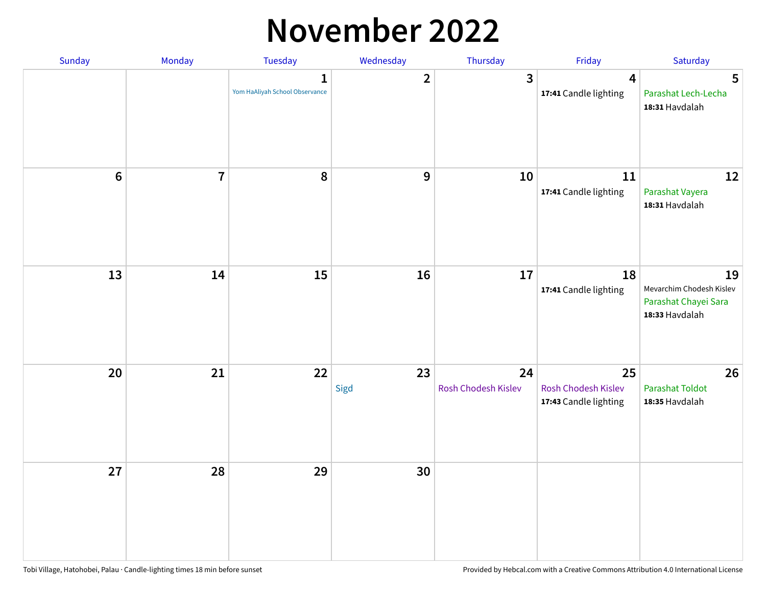# November 2022

| Sunday | Monday | Tuesday | Wednesday | Thursday | Friday | Saturday |
|---|---|---|---|---|---|---|
| | | **1** Yom HaAliyah School Observance | **2** | **3** | **4** **17:41** Candle lighting | **5** Parashat Lech-Lecha **18:31** Havdalah |
| **6** | **7** | **8** | **9** | **10** | **11** **17:41** Candle lighting | **12** Parashat Vayera **18:31** Havdalah |
| **13** | **14** | **15** | **16** | **17** | **18** **17:41** Candle lighting | **19** Mevarchim Chodesh Kislev Parashat Chayei Sara **18:33** Havdalah |
| **20** | **21** | **22** | **23** Sigd | **24** Rosh Chodesh Kislev | **25** Rosh Chodesh Kislev **17:43** Candle lighting | **26** Parashat Toldot **18:35** Havdalah |
| **27** | **28** | **29** | **30** | | | |

Tobi Village, Hatohobei, Palau · Candle-lighting times 18 min before sunset

Provided by Hebcal.com with a Creative Commons Attribution 4.0 International License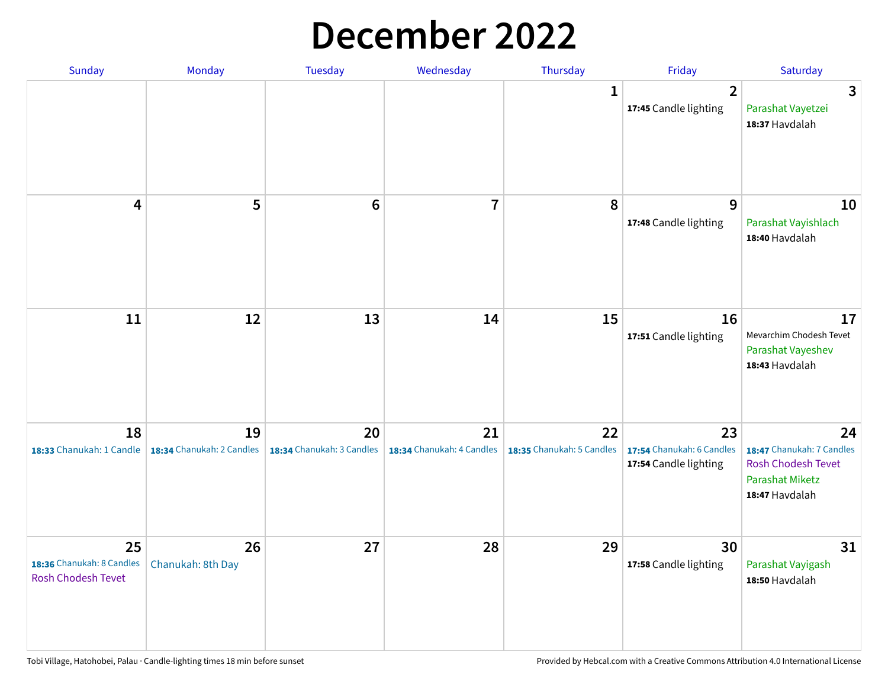# December 2022

| Sunday | Monday | Tuesday | Wednesday | Thursday | Friday | Saturday |
|---|---|---|---|---|---|---|
| | | | | 1 | 2<br>**17:45** Candle lighting | 3<br>Parashat Vayetzei<br>**18:37** Havdalah |
| 4 | 5 | 6 | 7 | 8 | 9<br>**17:48** Candle lighting | 10<br>Parashat Vayishlach<br>**18:40** Havdalah |
| 11 | 12 | 13 | 14 | 15 | 16<br>**17:51** Candle lighting | 17<br>Mevarchim Chodesh Tevet<br>Parashat Vayeshev<br>**18:43** Havdalah |
| 18<br>**18:33** Chanukah: 1 Candle | 19<br>**18:34** Chanukah: 2 Candles | 20<br>**18:34** Chanukah: 3 Candles | 21<br>**18:34** Chanukah: 4 Candles | 22<br>**18:35** Chanukah: 5 Candles | 23<br>**17:54** Chanukah: 6 Candles<br>**17:54** Candle lighting | 24<br>**18:47** Chanukah: 7 Candles<br>Rosh Chodesh Tevet<br>Parashat Miketz<br>**18:47** Havdalah |
| 25<br>**18:36** Chanukah: 8 Candles<br>Rosh Chodesh Tevet | 26<br>Chanukah: 8th Day | 27 | 28 | 29 | 30<br>**17:58** Candle lighting | 31<br>Parashat Vayigash<br>**18:50** Havdalah |

Tobi Village, Hatohobei, Palau · Candle-lighting times 18 min before sunset

Provided by Hebcal.com with a Creative Commons Attribution 4.0 International License